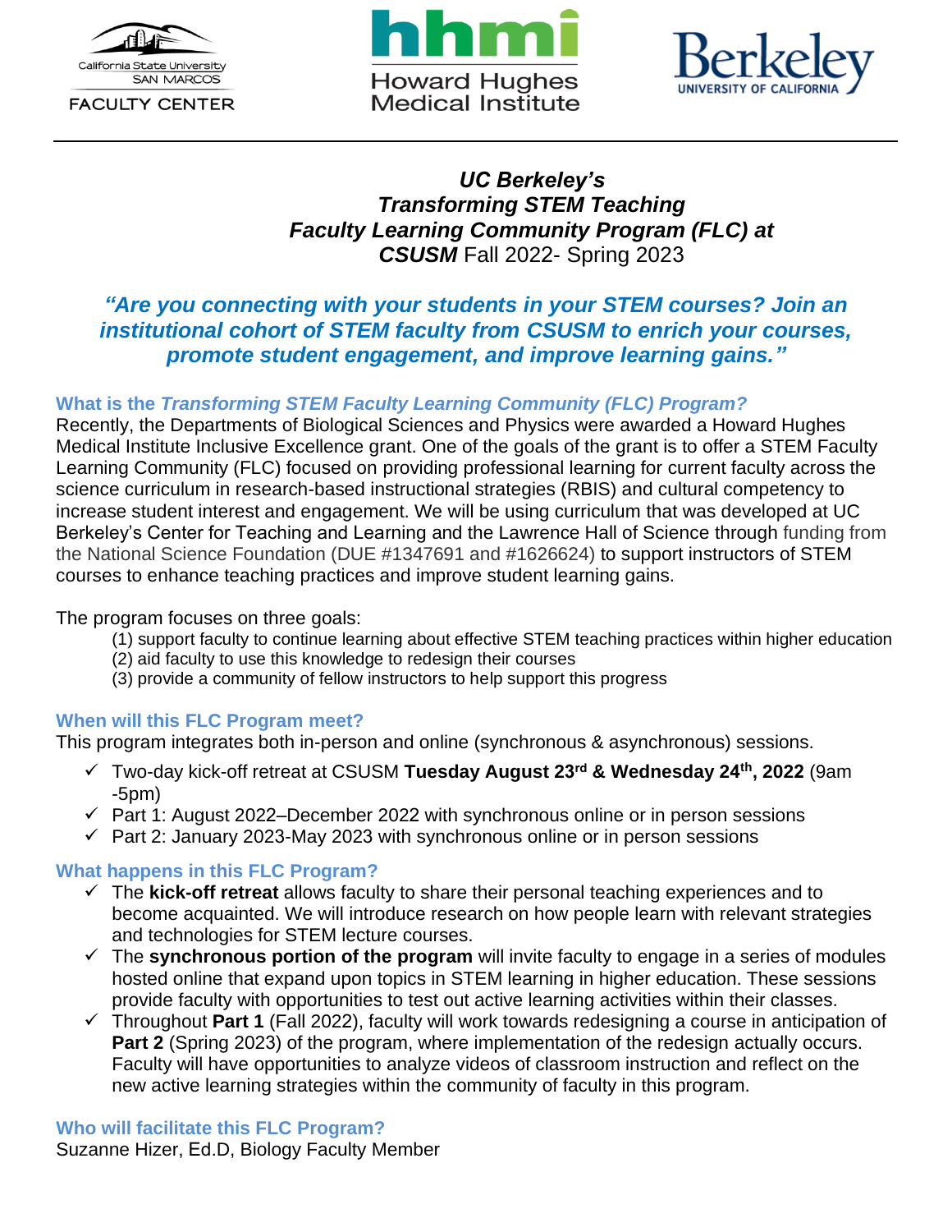California State University SAN MARCOS FACULTY CENTER

hhmi Howard Hughes Medical Institute

Berkeley UNIVERSITY OF CALIFORNIA

# *UC Berkeley's Transforming STEM Teaching Faculty Learning Community Program (FLC) at CSUSM* Fall 2022- Spring 2023

***"Are you connecting with your students in your STEM courses? Join an institutional cohort of STEM faculty from CSUSM to enrich your courses, promote student engagement, and improve learning gains."***

### What is the *Transforming STEM Faculty Learning Community (FLC) Program?*

Recently, the Departments of Biological Sciences and Physics were awarded a Howard Hughes Medical Institute Inclusive Excellence grant. One of the goals of the grant is to offer a STEM Faculty Learning Community (FLC) focused on providing professional learning for current faculty across the science curriculum in research-based instructional strategies (RBIS) and cultural competency to increase student interest and engagement. We will be using curriculum that was developed at UC Berkeley's Center for Teaching and Learning and the Lawrence Hall of Science through funding from the National Science Foundation (DUE #1347691 and #1626624) to support instructors of STEM courses to enhance teaching practices and improve student learning gains.

The program focuses on three goals:

(1) support faculty to continue learning about effective STEM teaching practices within higher education
(2) aid faculty to use this knowledge to redesign their courses
(3) provide a community of fellow instructors to help support this progress

### When will this FLC Program meet?

This program integrates both in-person and online (synchronous & asynchronous) sessions.

- ✓ Two-day kick-off retreat at CSUSM **Tuesday August 23rd & Wednesday 24th, 2022** (9am -5pm)
- ✓ Part 1: August 2022–December 2022 with synchronous online or in person sessions
- ✓ Part 2: January 2023-May 2023 with synchronous online or in person sessions

### What happens in this FLC Program?

- ✓ The **kick-off retreat** allows faculty to share their personal teaching experiences and to become acquainted. We will introduce research on how people learn with relevant strategies and technologies for STEM lecture courses.
- ✓ The **synchronous portion of the program** will invite faculty to engage in a series of modules hosted online that expand upon topics in STEM learning in higher education. These sessions provide faculty with opportunities to test out active learning activities within their classes.
- ✓ Throughout **Part 1** (Fall 2022), faculty will work towards redesigning a course in anticipation of **Part 2** (Spring 2023) of the program, where implementation of the redesign actually occurs. Faculty will have opportunities to analyze videos of classroom instruction and reflect on the new active learning strategies within the community of faculty in this program.

### Who will facilitate this FLC Program?

Suzanne Hizer, Ed.D, Biology Faculty Member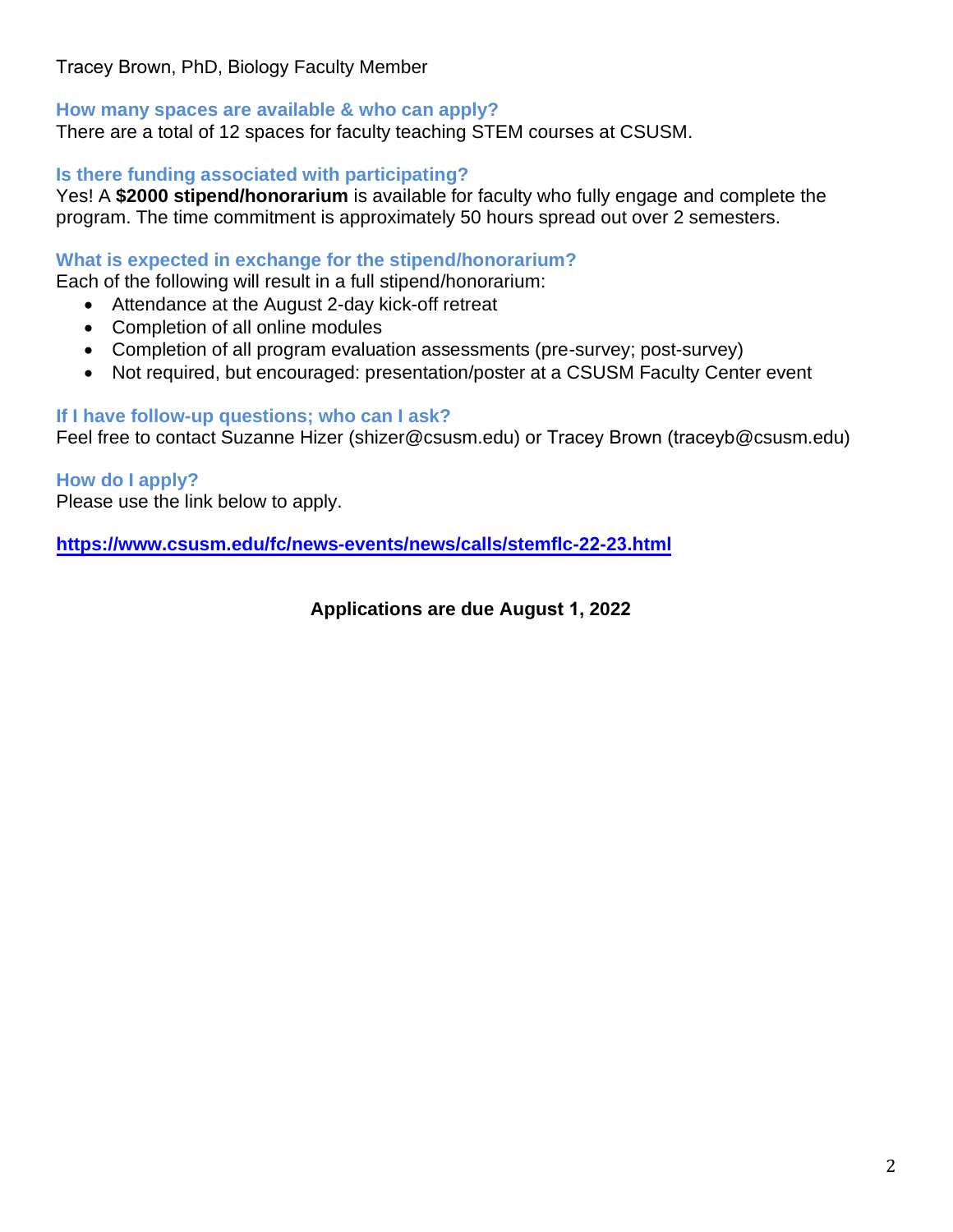Tracey Brown, PhD, Biology Faculty Member

### How many spaces are available & who can apply?

There are a total of 12 spaces for faculty teaching STEM courses at CSUSM.

### Is there funding associated with participating?

Yes! A **$2000 stipend/honorarium** is available for faculty who fully engage and complete the program. The time commitment is approximately 50 hours spread out over 2 semesters.

### What is expected in exchange for the stipend/honorarium?

Each of the following will result in a full stipend/honorarium:

- Attendance at the August 2-day kick-off retreat
- Completion of all online modules
- Completion of all program evaluation assessments (pre-survey; post-survey)
- Not required, but encouraged: presentation/poster at a CSUSM Faculty Center event

### If I have follow-up questions; who can I ask?

Feel free to contact Suzanne Hizer (shizer@csusm.edu) or Tracey Brown (traceyb@csusm.edu)

### How do I apply?

Please use the link below to apply.

**https://www.csusm.edu/fc/news-events/news/calls/stemflc-22-23.html**

**Applications are due August 1, 2022**